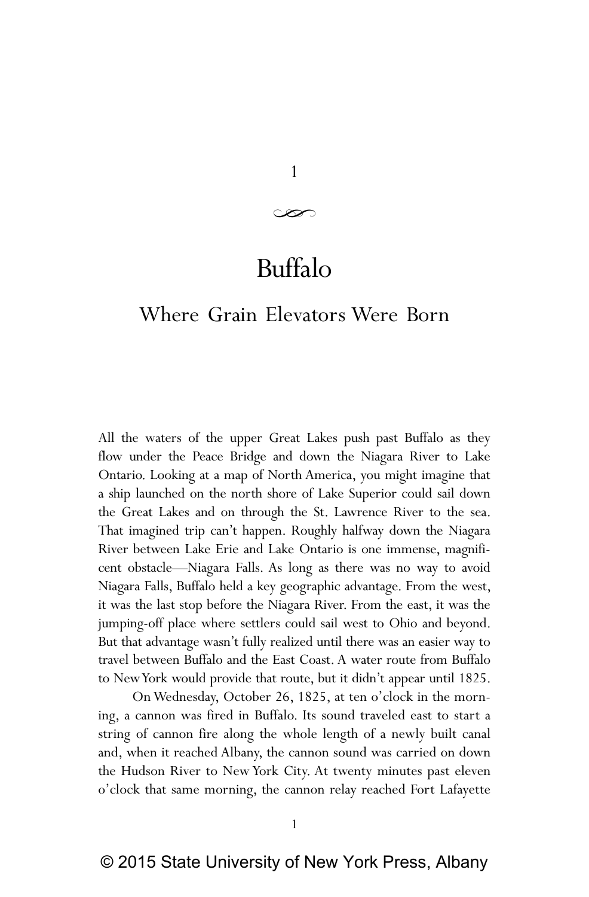# 1

# Buffalo

## Where Grain Elevators Were Born

All the waters of the upper Great Lakes push past Buffalo as they flow under the Peace Bridge and down the Niagara River to Lake Ontario. Looking at a map of North America, you might imagine that a ship launched on the north shore of Lake Superior could sail down the Great Lakes and on through the St. Lawrence River to the sea. That imagined trip can't happen. Roughly halfway down the Niagara River between Lake Erie and Lake Ontario is one immense, magnificent obstacle—Niagara Falls. As long as there was no way to avoid Niagara Falls, Buffalo held a key geographic advantage. From the west, it was the last stop before the Niagara River. From the east, it was the jumping-off place where settlers could sail west to Ohio and beyond. But that advantage wasn't fully realized until there was an easier way to travel between Buffalo and the East Coast. A water route from Buffalo to New York would provide that route, but it didn't appear until 1825.

On Wednesday, October 26, 1825, at ten o'clock in the morning, a cannon was fired in Buffalo. Its sound traveled east to start a string of cannon fire along the whole length of a newly built canal and, when it reached Albany, the cannon sound was carried on down the Hudson River to New York City. At twenty minutes past eleven o'clock that same morning, the cannon relay reached Fort Lafayette

© 2015 State University of New York Press, Albany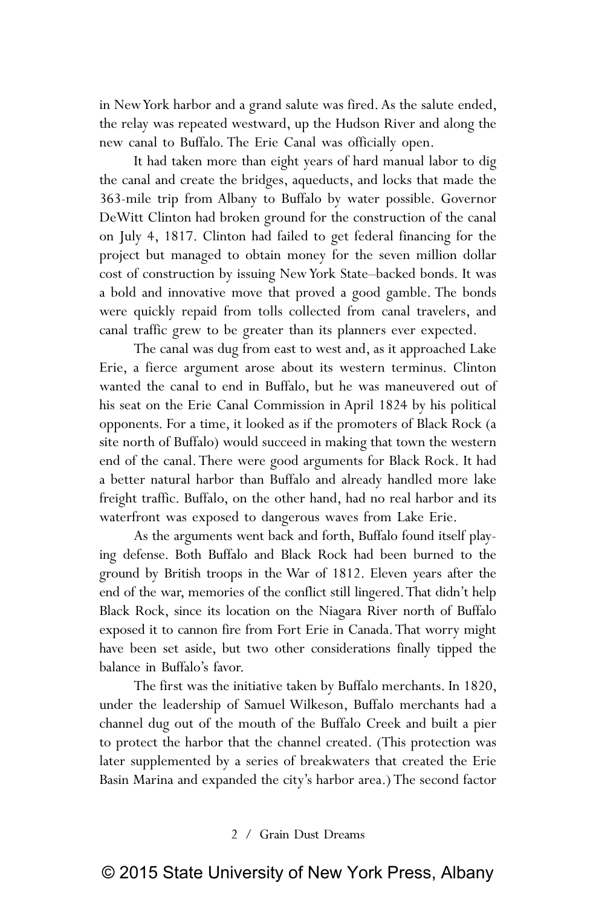in New York harbor and a grand salute was fired. As the salute ended, the relay was repeated westward, up the Hudson River and along the new canal to Buffalo. The Erie Canal was officially open.

It had taken more than eight years of hard manual labor to dig the canal and create the bridges, aqueducts, and locks that made the 363-mile trip from Albany to Buffalo by water possible. Governor DeWitt Clinton had broken ground for the construction of the canal on July 4, 1817. Clinton had failed to get federal financing for the project but managed to obtain money for the seven million dollar cost of construction by issuing New York State–backed bonds. It was a bold and innovative move that proved a good gamble. The bonds were quickly repaid from tolls collected from canal travelers, and canal traffic grew to be greater than its planners ever expected.

The canal was dug from east to west and, as it approached Lake Erie, a fierce argument arose about its western terminus. Clinton wanted the canal to end in Buffalo, but he was maneuvered out of his seat on the Erie Canal Commission in April 1824 by his political opponents. For a time, it looked as if the promoters of Black Rock (a site north of Buffalo) would succeed in making that town the western end of the canal. There were good arguments for Black Rock. It had a better natural harbor than Buffalo and already handled more lake freight traffic. Buffalo, on the other hand, had no real harbor and its waterfront was exposed to dangerous waves from Lake Erie.

As the arguments went back and forth, Buffalo found itself playing defense. Both Buffalo and Black Rock had been burned to the ground by British troops in the War of 1812. Eleven years after the end of the war, memories of the conflict still lingered. That didn't help Black Rock, since its location on the Niagara River north of Buffalo exposed it to cannon fire from Fort Erie in Canada. That worry might have been set aside, but two other considerations finally tipped the balance in Buffalo's favor.

The first was the initiative taken by Buffalo merchants. In 1820, under the leadership of Samuel Wilkeson, Buffalo merchants had a channel dug out of the mouth of the Buffalo Creek and built a pier to protect the harbor that the channel created. (This protection was later supplemented by a series of breakwaters that created the Erie Basin Marina and expanded the city's harbor area.) The second factor

© 2015 State University of New York Press, Albany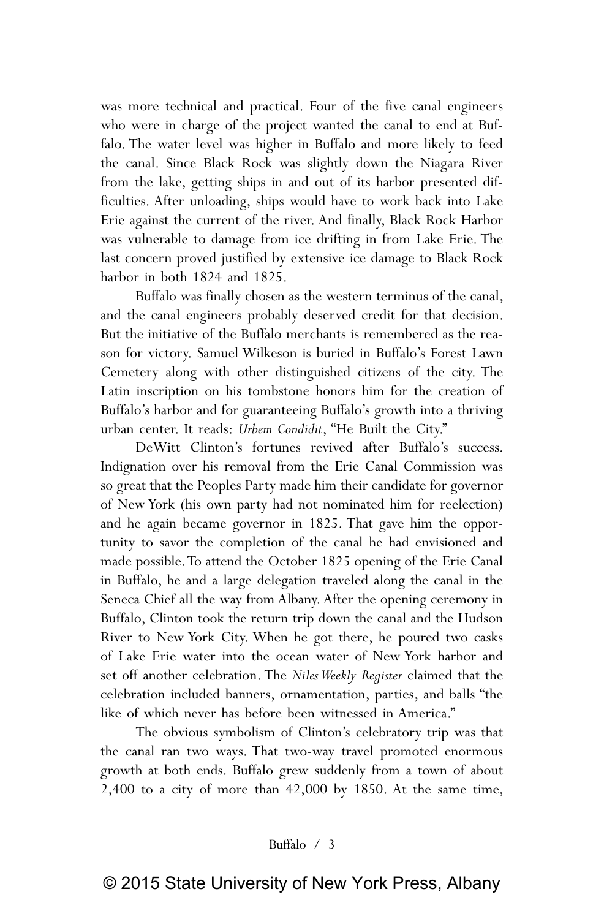was more technical and practical. Four of the five canal engineers who were in charge of the project wanted the canal to end at Buffalo. The water level was higher in Buffalo and more likely to feed the canal. Since Black Rock was slightly down the Niagara River from the lake, getting ships in and out of its harbor presented difficulties. After unloading, ships would have to work back into Lake Erie against the current of the river. And finally, Black Rock Harbor was vulnerable to damage from ice drifting in from Lake Erie. The last concern proved justified by extensive ice damage to Black Rock harbor in both 1824 and 1825.

Buffalo was finally chosen as the western terminus of the canal, and the canal engineers probably deserved credit for that decision. But the initiative of the Buffalo merchants is remembered as the reason for victory. Samuel Wilkeson is buried in Buffalo's Forest Lawn Cemetery along with other distinguished citizens of the city. The Latin inscription on his tombstone honors him for the creation of Buffalo's harbor and for guaranteeing Buffalo's growth into a thriving urban center. It reads: *Urbem Condidit*, "He Built the City."

DeWitt Clinton's fortunes revived after Buffalo's success. Indignation over his removal from the Erie Canal Commission was so great that the Peoples Party made him their candidate for governor of New York (his own party had not nominated him for reelection) and he again became governor in 1825. That gave him the opportunity to savor the completion of the canal he had envisioned and made possible. To attend the October 1825 opening of the Erie Canal in Buffalo, he and a large delegation traveled along the canal in the Seneca Chief all the way from Albany. After the opening ceremony in Buffalo, Clinton took the return trip down the canal and the Hudson River to New York City. When he got there, he poured two casks of Lake Erie water into the ocean water of New York harbor and set off another celebration. The *Niles Weekly Register* claimed that the celebration included banners, ornamentation, parties, and balls "the like of which never has before been witnessed in America."

The obvious symbolism of Clinton's celebratory trip was that the canal ran two ways. That two-way travel promoted enormous growth at both ends. Buffalo grew suddenly from a town of about 2,400 to a city of more than 42,000 by 1850. At the same time,

© 2015 State University of New York Press, Albany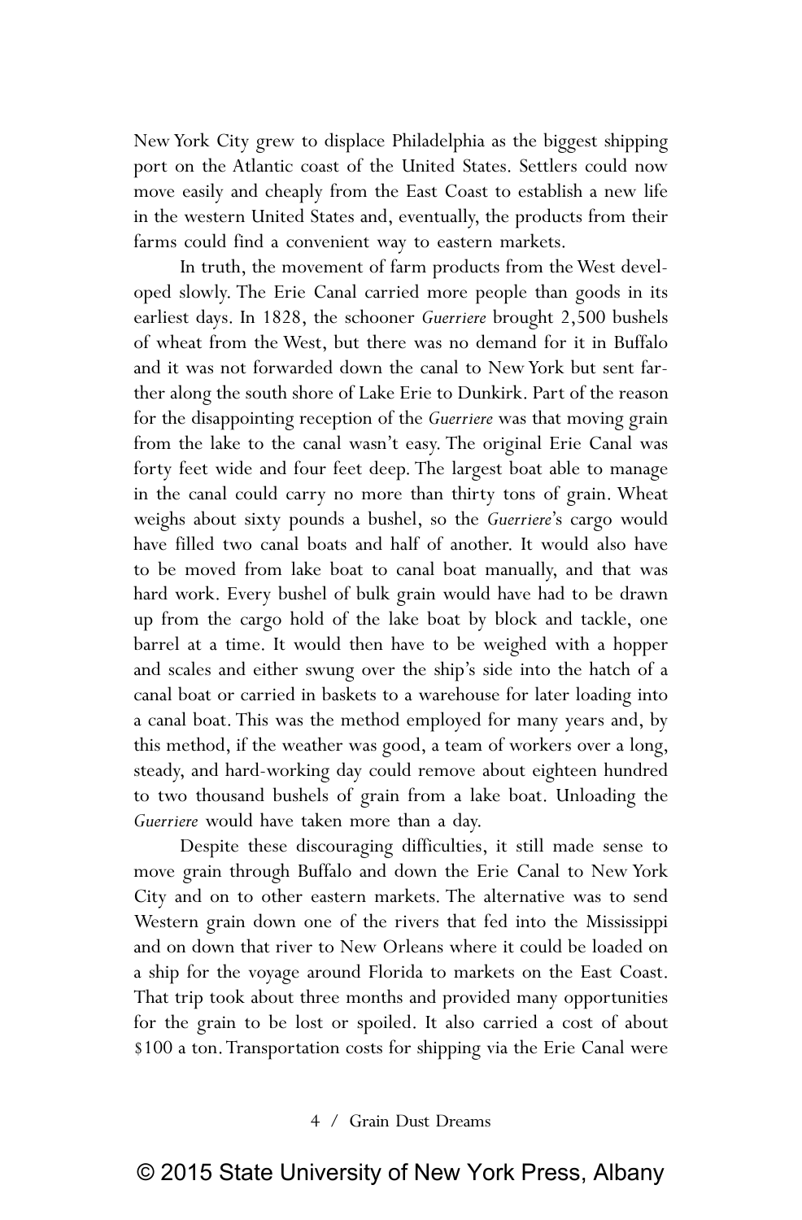New York City grew to displace Philadelphia as the biggest shipping port on the Atlantic coast of the United States. Settlers could now move easily and cheaply from the East Coast to establish a new life in the western United States and, eventually, the products from their farms could find a convenient way to eastern markets.

In truth, the movement of farm products from the West developed slowly. The Erie Canal carried more people than goods in its earliest days. In 1828, the schooner *Guerriere* brought 2,500 bushels of wheat from the West, but there was no demand for it in Buffalo and it was not forwarded down the canal to New York but sent farther along the south shore of Lake Erie to Dunkirk. Part of the reason for the disappointing reception of the *Guerriere* was that moving grain from the lake to the canal wasn't easy. The original Erie Canal was forty feet wide and four feet deep. The largest boat able to manage in the canal could carry no more than thirty tons of grain. Wheat weighs about sixty pounds a bushel, so the *Guerriere*'s cargo would have filled two canal boats and half of another. It would also have to be moved from lake boat to canal boat manually, and that was hard work. Every bushel of bulk grain would have had to be drawn up from the cargo hold of the lake boat by block and tackle, one barrel at a time. It would then have to be weighed with a hopper and scales and either swung over the ship's side into the hatch of a canal boat or carried in baskets to a warehouse for later loading into a canal boat. This was the method employed for many years and, by this method, if the weather was good, a team of workers over a long, steady, and hard-working day could remove about eighteen hundred to two thousand bushels of grain from a lake boat. Unloading the *Guerriere* would have taken more than a day.

Despite these discouraging difficulties, it still made sense to move grain through Buffalo and down the Erie Canal to New York City and on to other eastern markets. The alternative was to send Western grain down one of the rivers that fed into the Mississippi and on down that river to New Orleans where it could be loaded on a ship for the voyage around Florida to markets on the East Coast. That trip took about three months and provided many opportunities for the grain to be lost or spoiled. It also carried a cost of about $100 a ton. Transportation costs for shipping via the Erie Canal were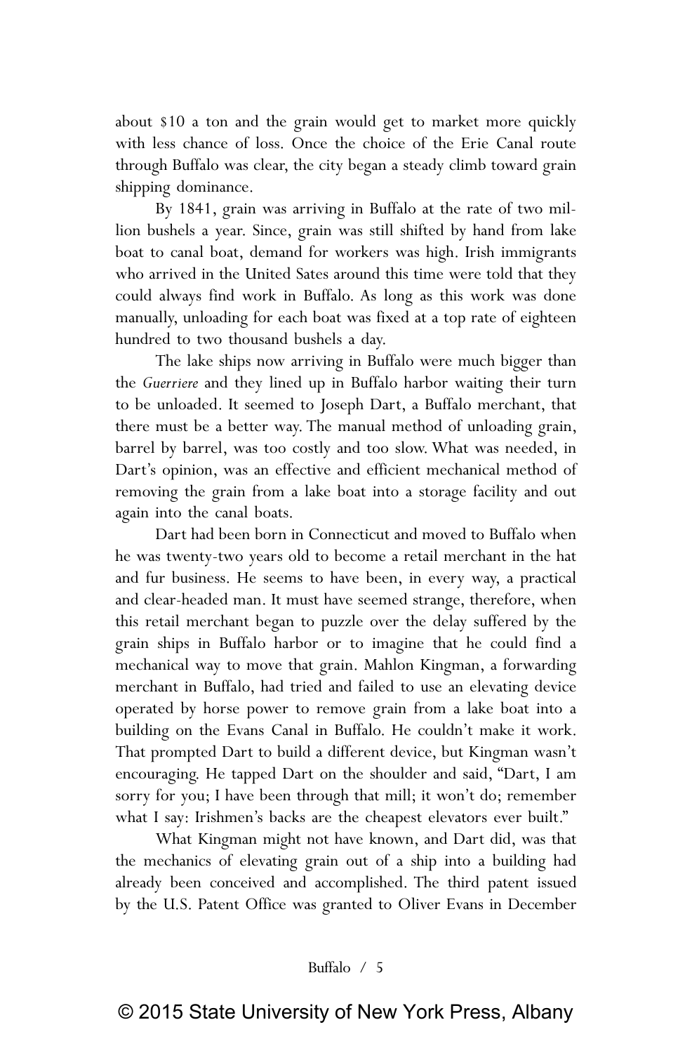about $10 a ton and the grain would get to market more quickly with less chance of loss. Once the choice of the Erie Canal route through Buffalo was clear, the city began a steady climb toward grain shipping dominance.

By 1841, grain was arriving in Buffalo at the rate of two million bushels a year. Since, grain was still shifted by hand from lake boat to canal boat, demand for workers was high. Irish immigrants who arrived in the United Sates around this time were told that they could always find work in Buffalo. As long as this work was done manually, unloading for each boat was fixed at a top rate of eighteen hundred to two thousand bushels a day.

The lake ships now arriving in Buffalo were much bigger than the *Guerriere* and they lined up in Buffalo harbor waiting their turn to be unloaded. It seemed to Joseph Dart, a Buffalo merchant, that there must be a better way. The manual method of unloading grain, barrel by barrel, was too costly and too slow. What was needed, in Dart's opinion, was an effective and efficient mechanical method of removing the grain from a lake boat into a storage facility and out again into the canal boats.

Dart had been born in Connecticut and moved to Buffalo when he was twenty-two years old to become a retail merchant in the hat and fur business. He seems to have been, in every way, a practical and clear-headed man. It must have seemed strange, therefore, when this retail merchant began to puzzle over the delay suffered by the grain ships in Buffalo harbor or to imagine that he could find a mechanical way to move that grain. Mahlon Kingman, a forwarding merchant in Buffalo, had tried and failed to use an elevating device operated by horse power to remove grain from a lake boat into a building on the Evans Canal in Buffalo. He couldn't make it work. That prompted Dart to build a different device, but Kingman wasn't encouraging. He tapped Dart on the shoulder and said, "Dart, I am sorry for you; I have been through that mill; it won't do; remember what I say: Irishmen's backs are the cheapest elevators ever built."

What Kingman might not have known, and Dart did, was that the mechanics of elevating grain out of a ship into a building had already been conceived and accomplished. The third patent issued by the U.S. Patent Office was granted to Oliver Evans in December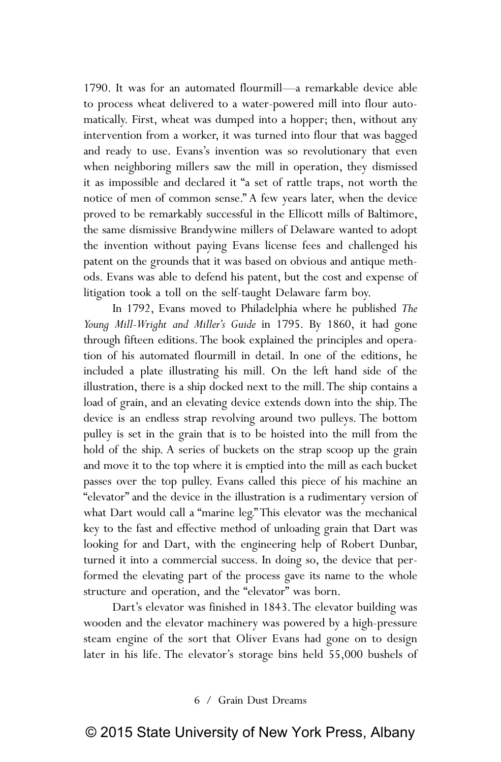1790. It was for an automated flourmill—a remarkable device able to process wheat delivered to a water-powered mill into flour automatically. First, wheat was dumped into a hopper; then, without any intervention from a worker, it was turned into flour that was bagged and ready to use. Evans's invention was so revolutionary that even when neighboring millers saw the mill in operation, they dismissed it as impossible and declared it "a set of rattle traps, not worth the notice of men of common sense." A few years later, when the device proved to be remarkably successful in the Ellicott mills of Baltimore, the same dismissive Brandywine millers of Delaware wanted to adopt the invention without paying Evans license fees and challenged his patent on the grounds that it was based on obvious and antique methods. Evans was able to defend his patent, but the cost and expense of litigation took a toll on the self-taught Delaware farm boy.

In 1792, Evans moved to Philadelphia where he published *The Young Mill-Wright and Miller's Guide* in 1795. By 1860, it had gone through fifteen editions. The book explained the principles and operation of his automated flourmill in detail. In one of the editions, he included a plate illustrating his mill. On the left hand side of the illustration, there is a ship docked next to the mill. The ship contains a load of grain, and an elevating device extends down into the ship. The device is an endless strap revolving around two pulleys. The bottom pulley is set in the grain that is to be hoisted into the mill from the hold of the ship. A series of buckets on the strap scoop up the grain and move it to the top where it is emptied into the mill as each bucket passes over the top pulley. Evans called this piece of his machine an "elevator" and the device in the illustration is a rudimentary version of what Dart would call a "marine leg." This elevator was the mechanical key to the fast and effective method of unloading grain that Dart was looking for and Dart, with the engineering help of Robert Dunbar, turned it into a commercial success. In doing so, the device that performed the elevating part of the process gave its name to the whole structure and operation, and the "elevator" was born.

Dart's elevator was finished in 1843. The elevator building was wooden and the elevator machinery was powered by a high-pressure steam engine of the sort that Oliver Evans had gone on to design later in his life. The elevator's storage bins held 55,000 bushels of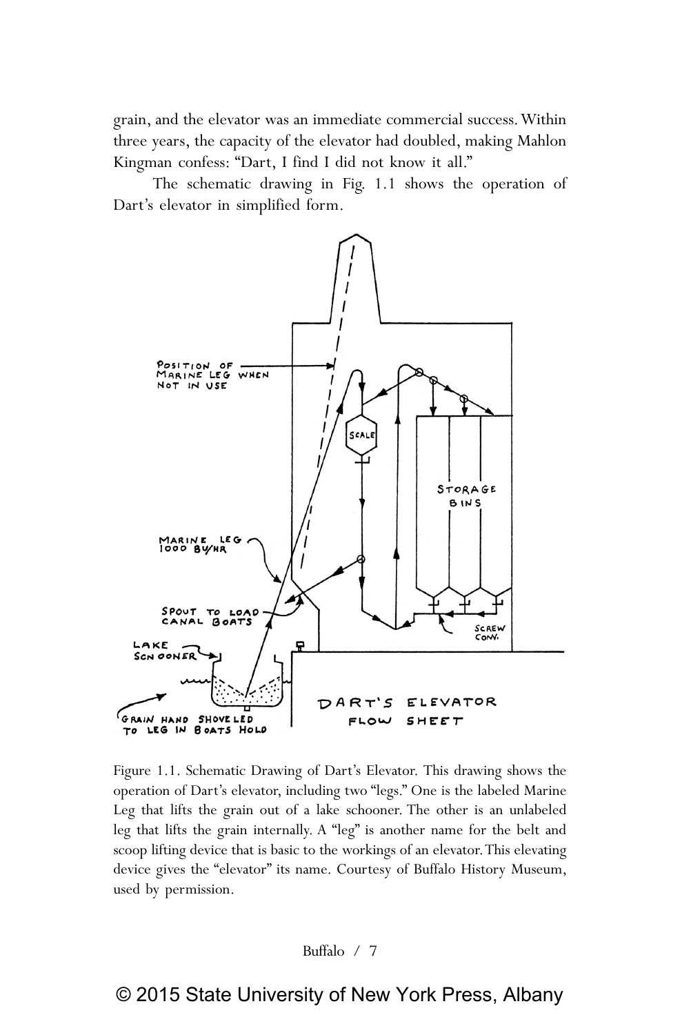grain, and the elevator was an immediate commercial success. Within three years, the capacity of the elevator had doubled, making Mahlon Kingman confess: "Dart, I find I did not know it all."

The schematic drawing in Fig. 1.1 shows the operation of Dart's elevator in simplified form.

Figure 1.1. Schematic Drawing of Dart's Elevator. This drawing shows the operation of Dart's elevator, including two "legs." One is the labeled Marine Leg that lifts the grain out of a lake schooner. The other is an unlabeled leg that lifts the grain internally. A "leg" is another name for the belt and scoop lifting device that is basic to the workings of an elevator. This elevating device gives the "elevator" its name. Courtesy of Buffalo History Museum, used by permission.

© 2015 State University of New York Press, Albany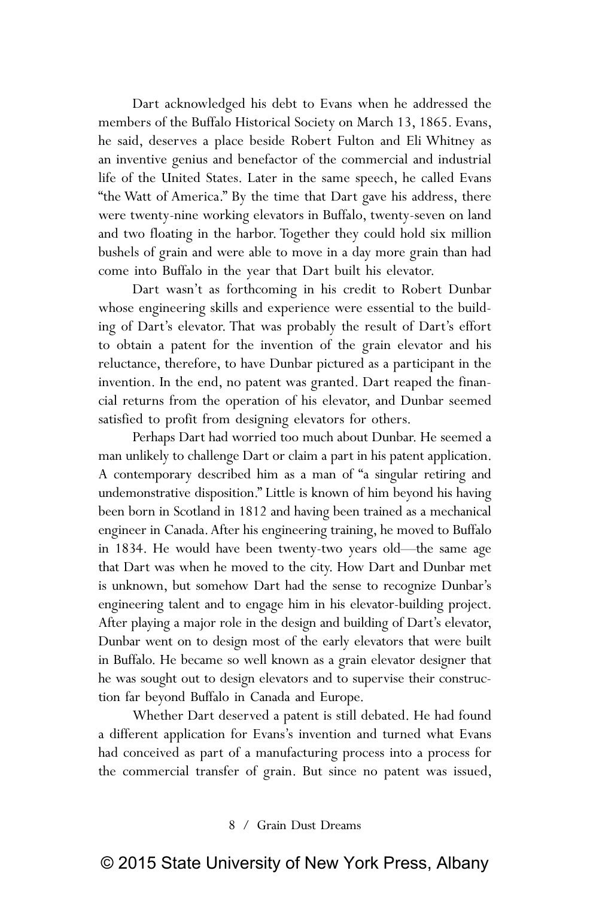Dart acknowledged his debt to Evans when he addressed the members of the Buffalo Historical Society on March 13, 1865. Evans, he said, deserves a place beside Robert Fulton and Eli Whitney as an inventive genius and benefactor of the commercial and industrial life of the United States. Later in the same speech, he called Evans "the Watt of America." By the time that Dart gave his address, there were twenty-nine working elevators in Buffalo, twenty-seven on land and two floating in the harbor. Together they could hold six million bushels of grain and were able to move in a day more grain than had come into Buffalo in the year that Dart built his elevator.

Dart wasn't as forthcoming in his credit to Robert Dunbar whose engineering skills and experience were essential to the building of Dart's elevator. That was probably the result of Dart's effort to obtain a patent for the invention of the grain elevator and his reluctance, therefore, to have Dunbar pictured as a participant in the invention. In the end, no patent was granted. Dart reaped the financial returns from the operation of his elevator, and Dunbar seemed satisfied to profit from designing elevators for others.

Perhaps Dart had worried too much about Dunbar. He seemed a man unlikely to challenge Dart or claim a part in his patent application. A contemporary described him as a man of "a singular retiring and undemonstrative disposition." Little is known of him beyond his having been born in Scotland in 1812 and having been trained as a mechanical engineer in Canada. After his engineering training, he moved to Buffalo in 1834. He would have been twenty-two years old—the same age that Dart was when he moved to the city. How Dart and Dunbar met is unknown, but somehow Dart had the sense to recognize Dunbar's engineering talent and to engage him in his elevator-building project. After playing a major role in the design and building of Dart's elevator, Dunbar went on to design most of the early elevators that were built in Buffalo. He became so well known as a grain elevator designer that he was sought out to design elevators and to supervise their construction far beyond Buffalo in Canada and Europe.

Whether Dart deserved a patent is still debated. He had found a different application for Evans's invention and turned what Evans had conceived as part of a manufacturing process into a process for the commercial transfer of grain. But since no patent was issued,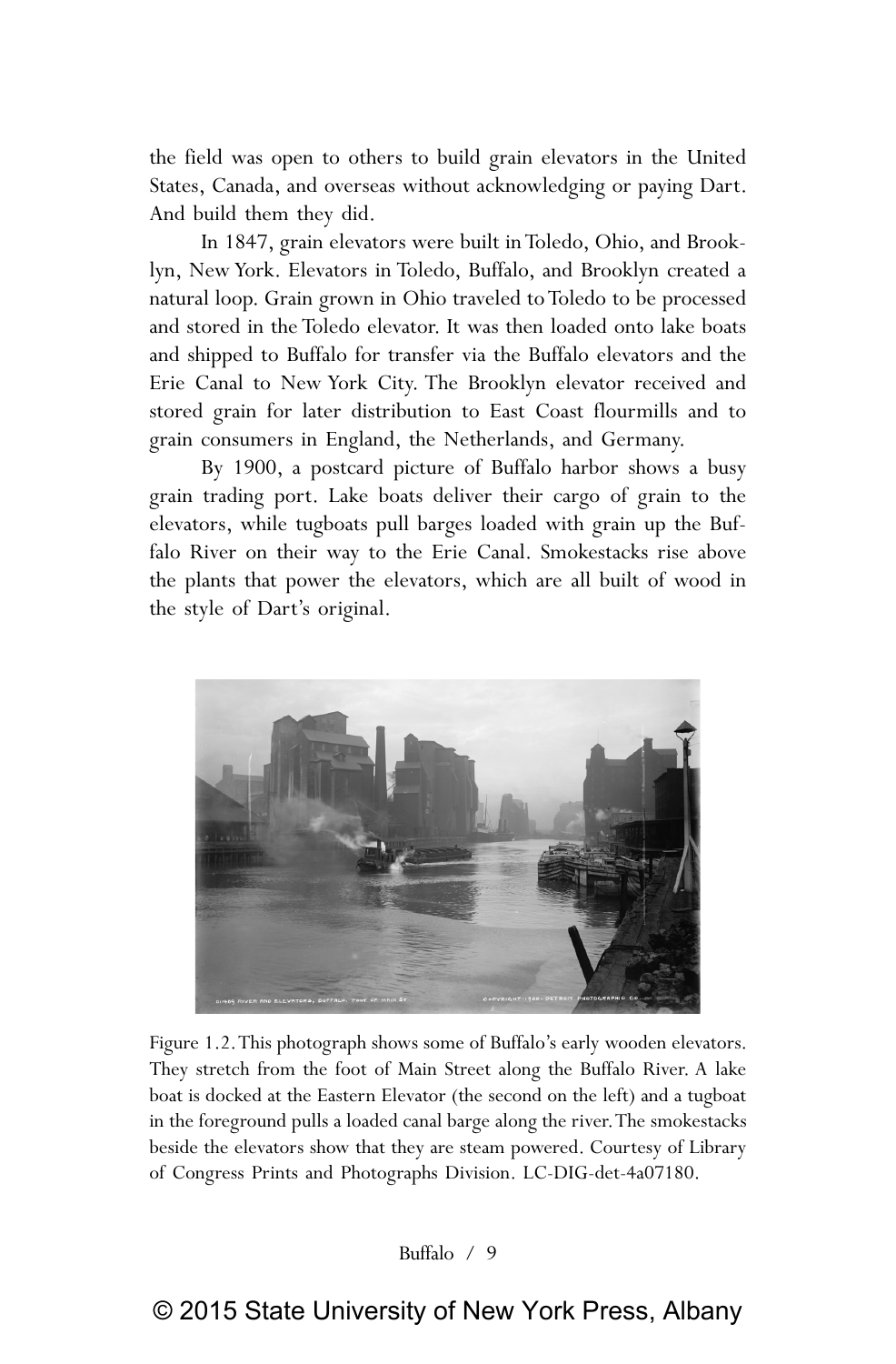the field was open to others to build grain elevators in the United States, Canada, and overseas without acknowledging or paying Dart. And build them they did.

In 1847, grain elevators were built in Toledo, Ohio, and Brooklyn, New York. Elevators in Toledo, Buffalo, and Brooklyn created a natural loop. Grain grown in Ohio traveled to Toledo to be processed and stored in the Toledo elevator. It was then loaded onto lake boats and shipped to Buffalo for transfer via the Buffalo elevators and the Erie Canal to New York City. The Brooklyn elevator received and stored grain for later distribution to East Coast flourmills and to grain consumers in England, the Netherlands, and Germany.

By 1900, a postcard picture of Buffalo harbor shows a busy grain trading port. Lake boats deliver their cargo of grain to the elevators, while tugboats pull barges loaded with grain up the Buffalo River on their way to the Erie Canal. Smokestacks rise above the plants that power the elevators, which are all built of wood in the style of Dart's original.

Figure 1.2. This photograph shows some of Buffalo's early wooden elevators. They stretch from the foot of Main Street along the Buffalo River. A lake boat is docked at the Eastern Elevator (the second on the left) and a tugboat in the foreground pulls a loaded canal barge along the river. The smokestacks beside the elevators show that they are steam powered. Courtesy of Library of Congress Prints and Photographs Division. LC-DIG-det-4a07180.

© 2015 State University of New York Press, Albany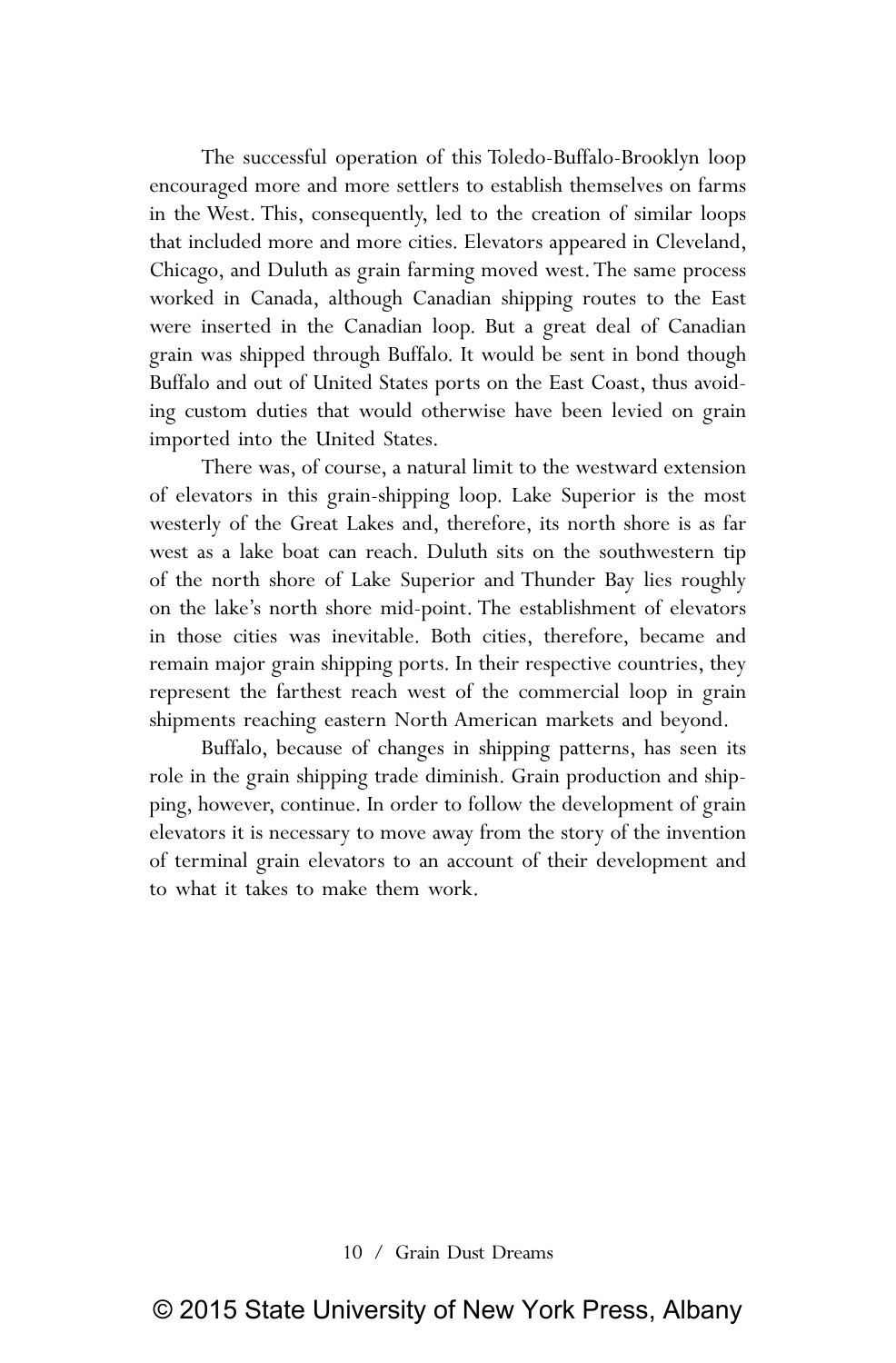The successful operation of this Toledo-Buffalo-Brooklyn loop encouraged more and more settlers to establish themselves on farms in the West. This, consequently, led to the creation of similar loops that included more and more cities. Elevators appeared in Cleveland, Chicago, and Duluth as grain farming moved west. The same process worked in Canada, although Canadian shipping routes to the East were inserted in the Canadian loop. But a great deal of Canadian grain was shipped through Buffalo. It would be sent in bond though Buffalo and out of United States ports on the East Coast, thus avoiding custom duties that would otherwise have been levied on grain imported into the United States.

There was, of course, a natural limit to the westward extension of elevators in this grain-shipping loop. Lake Superior is the most westerly of the Great Lakes and, therefore, its north shore is as far west as a lake boat can reach. Duluth sits on the southwestern tip of the north shore of Lake Superior and Thunder Bay lies roughly on the lake's north shore mid-point. The establishment of elevators in those cities was inevitable. Both cities, therefore, became and remain major grain shipping ports. In their respective countries, they represent the farthest reach west of the commercial loop in grain shipments reaching eastern North American markets and beyond.

Buffalo, because of changes in shipping patterns, has seen its role in the grain shipping trade diminish. Grain production and shipping, however, continue. In order to follow the development of grain elevators it is necessary to move away from the story of the invention of terminal grain elevators to an account of their development and to what it takes to make them work.

© 2015 State University of New York Press, Albany